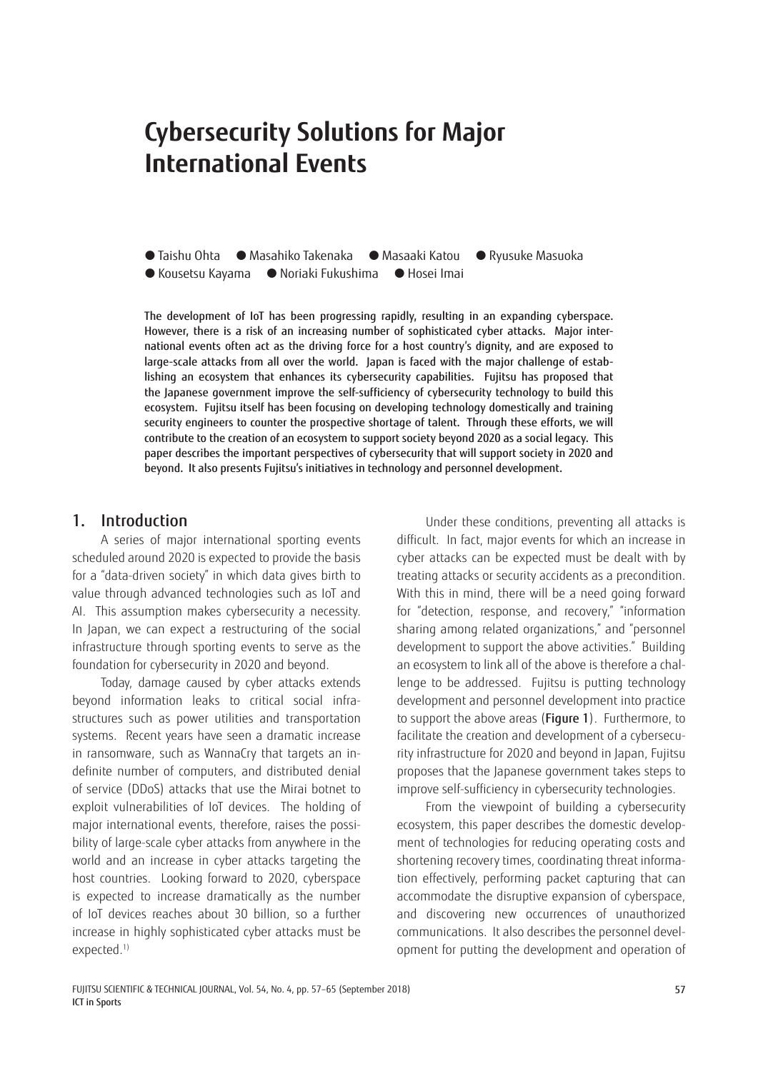# Cybersecurity Solutions for Major International Events

● Taishu Ohta ● Masahiko Takenaka ● Masaaki Katou ● Ryusuke Masuoka
● Kousetsu Kayama ● Noriaki Fukushima ● Hosei Imai

**The development of IoT has been progressing rapidly, resulting in an expanding cyberspace. However, there is a risk of an increasing number of sophisticated cyber attacks. Major international events often act as the driving force for a host country's dignity, and are exposed to large-scale attacks from all over the world. Japan is faced with the major challenge of establishing an ecosystem that enhances its cybersecurity capabilities. Fujitsu has proposed that the Japanese government improve the self-sufficiency of cybersecurity technology to build this ecosystem. Fujitsu itself has been focusing on developing technology domestically and training security engineers to counter the prospective shortage of talent. Through these efforts, we will contribute to the creation of an ecosystem to support society beyond 2020 as a social legacy. This paper describes the important perspectives of cybersecurity that will support society in 2020 and beyond. It also presents Fujitsu's initiatives in technology and personnel development.**

## 1. Introduction

A series of major international sporting events scheduled around 2020 is expected to provide the basis for a "data-driven society" in which data gives birth to value through advanced technologies such as IoT and AI. This assumption makes cybersecurity a necessity. In Japan, we can expect a restructuring of the social infrastructure through sporting events to serve as the foundation for cybersecurity in 2020 and beyond.

Today, damage caused by cyber attacks extends beyond information leaks to critical social infrastructures such as power utilities and transportation systems. Recent years have seen a dramatic increase in ransomware, such as WannaCry that targets an indefinite number of computers, and distributed denial of service (DDoS) attacks that use the Mirai botnet to exploit vulnerabilities of IoT devices. The holding of major international events, therefore, raises the possibility of large-scale cyber attacks from anywhere in the world and an increase in cyber attacks targeting the host countries. Looking forward to 2020, cyberspace is expected to increase dramatically as the number of IoT devices reaches about 30 billion, so a further increase in highly sophisticated cyber attacks must be expected.[1)]

Under these conditions, preventing all attacks is difficult. In fact, major events for which an increase in cyber attacks can be expected must be dealt with by treating attacks or security accidents as a precondition. With this in mind, there will be a need going forward for "detection, response, and recovery," "information sharing among related organizations," and "personnel development to support the above activities." Building an ecosystem to link all of the above is therefore a challenge to be addressed. Fujitsu is putting technology development and personnel development into practice to support the above areas (**Figure 1**). Furthermore, to facilitate the creation and development of a cybersecurity infrastructure for 2020 and beyond in Japan, Fujitsu proposes that the Japanese government takes steps to improve self-sufficiency in cybersecurity technologies.

From the viewpoint of building a cybersecurity ecosystem, this paper describes the domestic development of technologies for reducing operating costs and shortening recovery times, coordinating threat information effectively, performing packet capturing that can accommodate the disruptive expansion of cyberspace, and discovering new occurrences of unauthorized communications. It also describes the personnel development for putting the development and operation of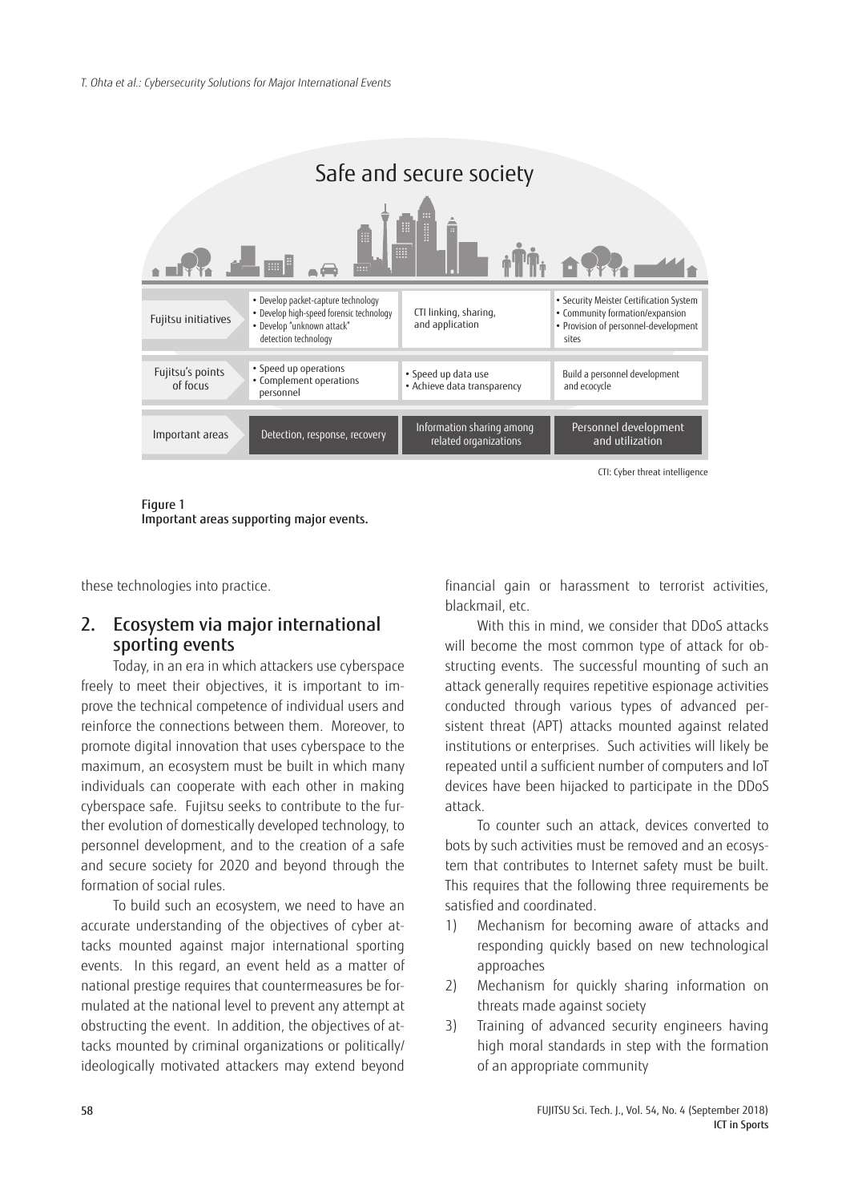| | | | |
|---|---|---|---|
| Fujitsu initiatives | • Develop packet-capture technology<br>• Develop high-speed forensic technology<br>• Develop "unknown attack" detection technology | CTI linking, sharing, and application | • Security Meister Certification System<br>• Community formation/expansion<br>• Provision of personnel-development sites |
| Fujitsu's points of focus | • Speed up operations<br>• Complement operations personnel | • Speed up data use<br>• Achieve data transparency | Build a personnel development and ecocycle |
| Important areas | Detection, response, recovery | Information sharing among related organizations | Personnel development and utilization |

Safe and secure society

CTI: Cyber threat intelligence

Figure 1
Important areas supporting major events.

these technologies into practice.

## 2. Ecosystem via major international sporting events

Today, in an era in which attackers use cyberspace freely to meet their objectives, it is important to improve the technical competence of individual users and reinforce the connections between them. Moreover, to promote digital innovation that uses cyberspace to the maximum, an ecosystem must be built in which many individuals can cooperate with each other in making cyberspace safe. Fujitsu seeks to contribute to the further evolution of domestically developed technology, to personnel development, and to the creation of a safe and secure society for 2020 and beyond through the formation of social rules.

To build such an ecosystem, we need to have an accurate understanding of the objectives of cyber attacks mounted against major international sporting events. In this regard, an event held as a matter of national prestige requires that countermeasures be formulated at the national level to prevent any attempt at obstructing the event. In addition, the objectives of attacks mounted by criminal organizations or politically/ideologically motivated attackers may extend beyond financial gain or harassment to terrorist activities, blackmail, etc.

With this in mind, we consider that DDoS attacks will become the most common type of attack for obstructing events. The successful mounting of such an attack generally requires repetitive espionage activities conducted through various types of advanced persistent threat (APT) attacks mounted against related institutions or enterprises. Such activities will likely be repeated until a sufficient number of computers and IoT devices have been hijacked to participate in the DDoS attack.

To counter such an attack, devices converted to bots by such activities must be removed and an ecosystem that contributes to Internet safety must be built. This requires that the following three requirements be satisfied and coordinated.

1) Mechanism for becoming aware of attacks and responding quickly based on new technological approaches
2) Mechanism for quickly sharing information on threats made against society
3) Training of advanced security engineers having high moral standards in step with the formation of an appropriate community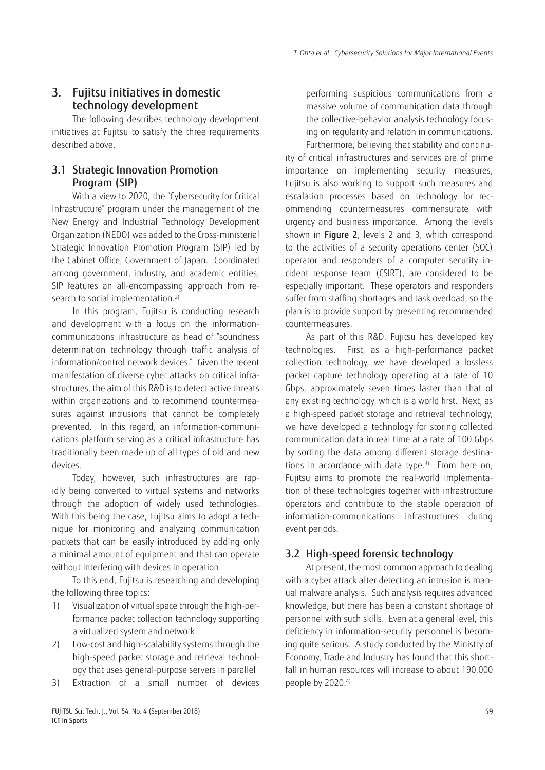## 3. Fujitsu initiatives in domestic technology development

The following describes technology development initiatives at Fujitsu to satisfy the three requirements described above.

### 3.1 Strategic Innovation Promotion Program (SIP)

With a view to 2020, the "Cybersecurity for Critical Infrastructure" program under the management of the New Energy and Industrial Technology Development Organization (NEDO) was added to the Cross-ministerial Strategic Innovation Promotion Program (SIP) led by the Cabinet Office, Government of Japan. Coordinated among government, industry, and academic entities, SIP features an all-encompassing approach from research to social implementation.[2]

In this program, Fujitsu is conducting research and development with a focus on the information-communications infrastructure as head of "soundness determination technology through traffic analysis of information/control network devices." Given the recent manifestation of diverse cyber attacks on critical infrastructures, the aim of this R&D is to detect active threats within organizations and to recommend countermeasures against intrusions that cannot be completely prevented. In this regard, an information-communications platform serving as a critical infrastructure has traditionally been made up of all types of old and new devices.

Today, however, such infrastructures are rapidly being converted to virtual systems and networks through the adoption of widely used technologies. With this being the case, Fujitsu aims to adopt a technique for monitoring and analyzing communication packets that can be easily introduced by adding only a minimal amount of equipment and that can operate without interfering with devices in operation.

To this end, Fujitsu is researching and developing the following three topics:

1) Visualization of virtual space through the high-performance packet collection technology supporting a virtualized system and network
2) Low-cost and high-scalability systems through the high-speed packet storage and retrieval technology that uses general-purpose servers in parallel
3) Extraction of a small number of devices performing suspicious communications from a massive volume of communication data through the collective-behavior analysis technology focusing on regularity and relation in communications.

Furthermore, believing that stability and continuity of critical infrastructures and services are of prime importance on implementing security measures, Fujitsu is also working to support such measures and escalation processes based on technology for recommending countermeasures commensurate with urgency and business importance. Among the levels shown in **Figure 2**, levels 2 and 3, which correspond to the activities of a security operations center (SOC) operator and responders of a computer security incident response team (CSIRT), are considered to be especially important. These operators and responders suffer from staffing shortages and task overload, so the plan is to provide support by presenting recommended countermeasures.

As part of this R&D, Fujitsu has developed key technologies. First, as a high-performance packet collection technology, we have developed a lossless packet capture technology operating at a rate of 10 Gbps, approximately seven times faster than that of any existing technology, which is a world first. Next, as a high-speed packet storage and retrieval technology, we have developed a technology for storing collected communication data in real time at a rate of 100 Gbps by sorting the data among different storage destinations in accordance with data type.[3] From here on, Fujitsu aims to promote the real-world implementation of these technologies together with infrastructure operators and contribute to the stable operation of information-communications infrastructures during event periods.

### 3.2 High-speed forensic technology

At present, the most common approach to dealing with a cyber attack after detecting an intrusion is manual malware analysis. Such analysis requires advanced knowledge, but there has been a constant shortage of personnel with such skills. Even at a general level, this deficiency in information-security personnel is becoming quite serious. A study conducted by the Ministry of Economy, Trade and Industry has found that this shortfall in human resources will increase to about 190,000 people by 2020.[4]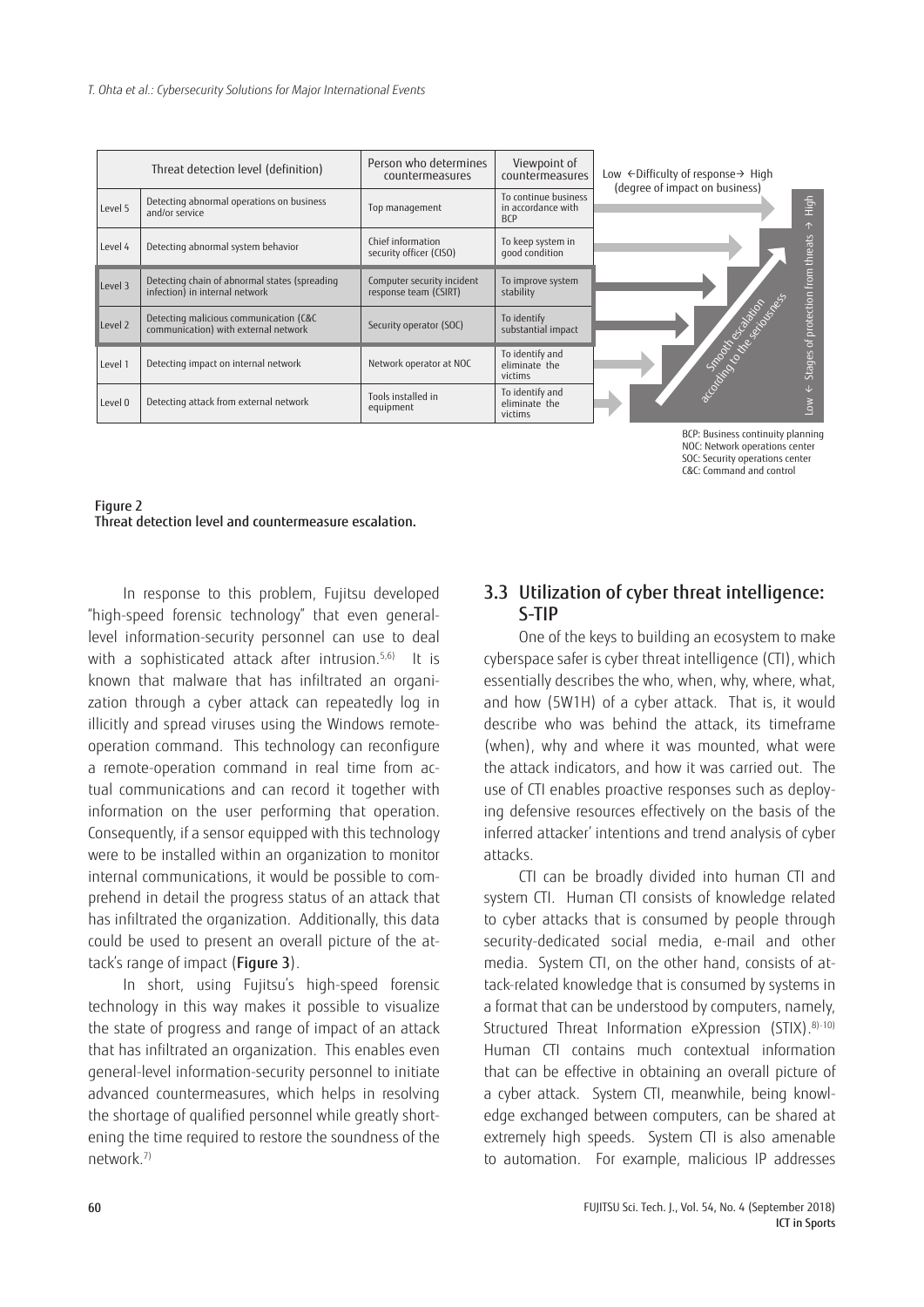| Threat detection level (definition) | | Person who determines countermeasures | Viewpoint of countermeasures |
|---|---|---|---|
| Level 5 | Detecting abnormal operations on business and/or service | Top management | To continue business in accordance with BCP |
| Level 4 | Detecting abnormal system behavior | Chief information security officer (CISO) | To keep system in good condition |
| Level 3 | Detecting chain of abnormal states (spreading infection) in internal network | Computer security incident response team (CSIRT) | To improve system stability |
| Level 2 | Detecting malicious communication (C&C communication) with external network | Security operator (SOC) | To identify substantial impact |
| Level 1 | Detecting impact on internal network | Network operator at NOC | To identify and eliminate the victims |
| Level 0 | Detecting attack from external network | Tools installed in equipment | To identify and eliminate the victims |

Low ←Difficulty of response→ High (degree of impact on business)

Smooth escalation according to the seriousness

Low ← Stages of protection from threats → High

BCP: Business continuity planning
NOC: Network operations center
SOC: Security operations center
C&C: Command and control

Figure 2
Threat detection level and countermeasure escalation.

In response to this problem, Fujitsu developed "high-speed forensic technology" that even general-level information-security personnel can use to deal with a sophisticated attack after intrusion.[5,6] It is known that malware that has infiltrated an organization through a cyber attack can repeatedly log in illicitly and spread viruses using the Windows remote-operation command. This technology can reconfigure a remote-operation command in real time from actual communications and can record it together with information on the user performing that operation. Consequently, if a sensor equipped with this technology were to be installed within an organization to monitor internal communications, it would be possible to comprehend in detail the progress status of an attack that has infiltrated the organization. Additionally, this data could be used to present an overall picture of the attack's range of impact (**Figure 3**).

In short, using Fujitsu's high-speed forensic technology in this way makes it possible to visualize the state of progress and range of impact of an attack that has infiltrated an organization. This enables even general-level information-security personnel to initiate advanced countermeasures, which helps in resolving the shortage of qualified personnel while greatly shortening the time required to restore the soundness of the network.[7]

## 3.3 Utilization of cyber threat intelligence: S-TIP

One of the keys to building an ecosystem to make cyberspace safer is cyber threat intelligence (CTI), which essentially describes the who, when, why, where, what, and how (5W1H) of a cyber attack. That is, it would describe who was behind the attack, its timeframe (when), why and where it was mounted, what were the attack indicators, and how it was carried out. The use of CTI enables proactive responses such as deploying defensive resources effectively on the basis of the inferred attacker' intentions and trend analysis of cyber attacks.

CTI can be broadly divided into human CTI and system CTI. Human CTI consists of knowledge related to cyber attacks that is consumed by people through security-dedicated social media, e-mail and other media. System CTI, on the other hand, consists of attack-related knowledge that is consumed by systems in a format that can be understood by computers, namely, Structured Threat Information eXpression (STIX).[8)-10)] Human CTI contains much contextual information that can be effective in obtaining an overall picture of a cyber attack. System CTI, meanwhile, being knowledge exchanged between computers, can be shared at extremely high speeds. System CTI is also amenable to automation. For example, malicious IP addresses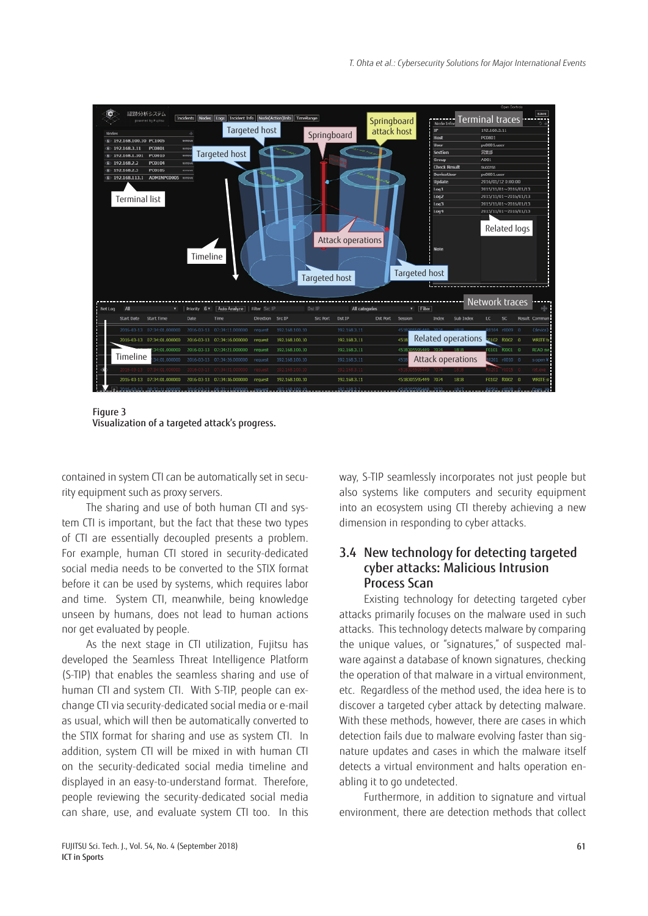Figure 3
Visualization of a targeted attack's progress.

contained in system CTI can be automatically set in security equipment such as proxy servers.

The sharing and use of both human CTI and system CTI is important, but the fact that these two types of CTI are essentially decoupled presents a problem. For example, human CTI stored in security-dedicated social media needs to be converted to the STIX format before it can be used by systems, which requires labor and time. System CTI, meanwhile, being knowledge unseen by humans, does not lead to human actions nor get evaluated by people.

As the next stage in CTI utilization, Fujitsu has developed the Seamless Threat Intelligence Platform (S-TIP) that enables the seamless sharing and use of human CTI and system CTI. With S-TIP, people can exchange CTI via security-dedicated social media or e-mail as usual, which will then be automatically converted to the STIX format for sharing and use as system CTI. In addition, system CTI will be mixed in with human CTI on the security-dedicated social media timeline and displayed in an easy-to-understand format. Therefore, people reviewing the security-dedicated social media can share, use, and evaluate system CTI too. In this way, S-TIP seamlessly incorporates not just people but also systems like computers and security equipment into an ecosystem using CTI thereby achieving a new dimension in responding to cyber attacks.

## 3.4 New technology for detecting targeted cyber attacks: Malicious Intrusion Process Scan

Existing technology for detecting targeted cyber attacks primarily focuses on the malware used in such attacks. This technology detects malware by comparing the unique values, or "signatures," of suspected malware against a database of known signatures, checking the operation of that malware in a virtual environment, etc. Regardless of the method used, the idea here is to discover a targeted cyber attack by detecting malware. With these methods, however, there are cases in which detection fails due to malware evolving faster than signature updates and cases in which the malware itself detects a virtual environment and halts operation enabling it to go undetected.

Furthermore, in addition to signature and virtual environment, there are detection methods that collect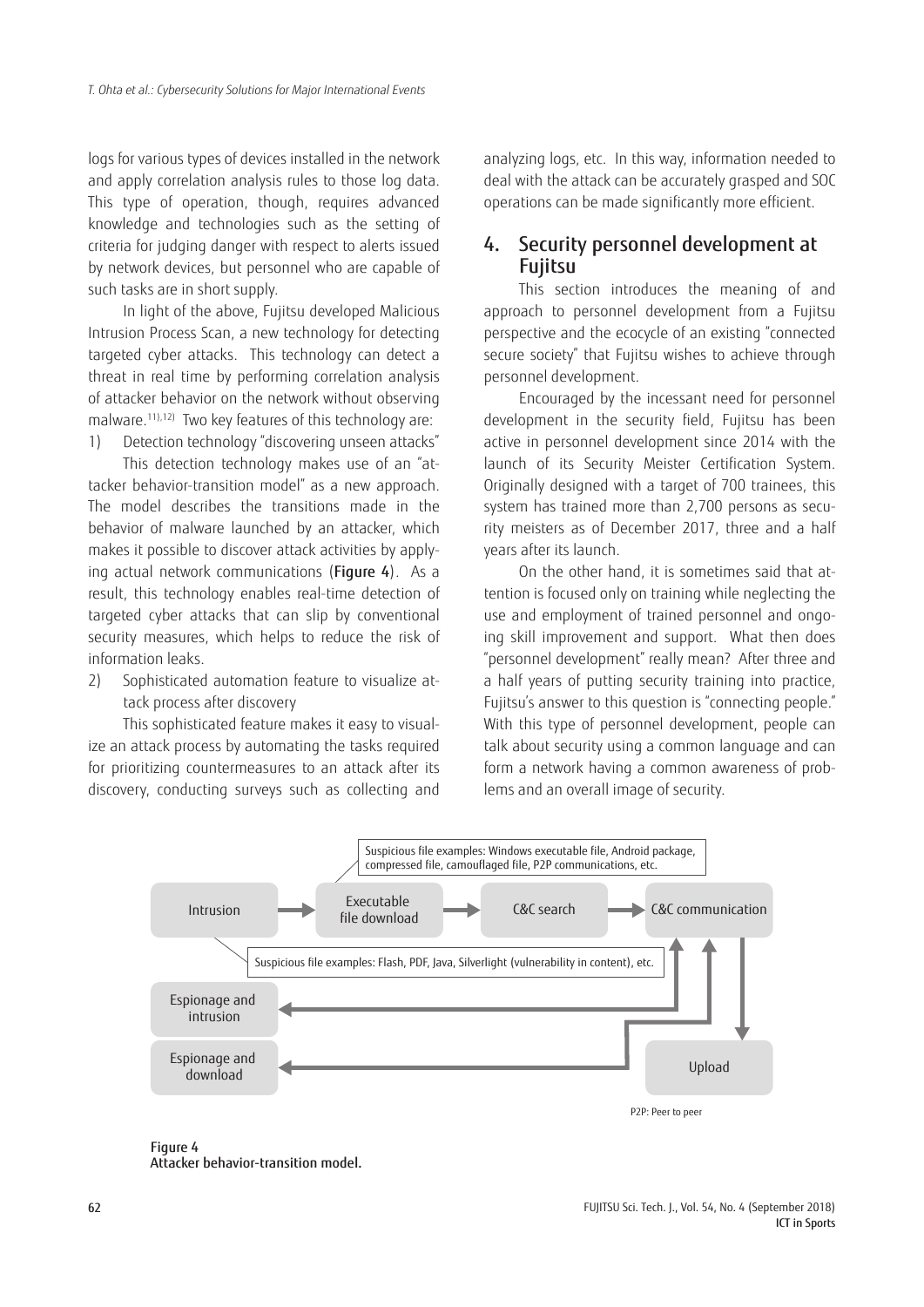logs for various types of devices installed in the network and apply correlation analysis rules to those log data. This type of operation, though, requires advanced knowledge and technologies such as the setting of criteria for judging danger with respect to alerts issued by network devices, but personnel who are capable of such tasks are in short supply.

In light of the above, Fujitsu developed Malicious Intrusion Process Scan, a new technology for detecting targeted cyber attacks. This technology can detect a threat in real time by performing correlation analysis of attacker behavior on the network without observing malware.[11),12)] Two key features of this technology are:

1) Detection technology "discovering unseen attacks"

This detection technology makes use of an "attacker behavior-transition model" as a new approach. The model describes the transitions made in the behavior of malware launched by an attacker, which makes it possible to discover attack activities by applying actual network communications (**Figure 4**). As a result, this technology enables real-time detection of targeted cyber attacks that can slip by conventional security measures, which helps to reduce the risk of information leaks.

2) Sophisticated automation feature to visualize attack process after discovery

This sophisticated feature makes it easy to visualize an attack process by automating the tasks required for prioritizing countermeasures to an attack after its discovery, conducting surveys such as collecting and analyzing logs, etc. In this way, information needed to deal with the attack can be accurately grasped and SOC operations can be made significantly more efficient.

## 4. Security personnel development at Fujitsu

This section introduces the meaning of and approach to personnel development from a Fujitsu perspective and the ecocycle of an existing "connected secure society" that Fujitsu wishes to achieve through personnel development.

Encouraged by the incessant need for personnel development in the security field, Fujitsu has been active in personnel development since 2014 with the launch of its Security Meister Certification System. Originally designed with a target of 700 trainees, this system has trained more than 2,700 persons as security meisters as of December 2017, three and a half years after its launch.

On the other hand, it is sometimes said that attention is focused only on training while neglecting the use and employment of trained personnel and ongoing skill improvement and support. What then does "personnel development" really mean? After three and a half years of putting security training into practice, Fujitsu's answer to this question is "connecting people." With this type of personnel development, people can talk about security using a common language and can form a network having a common awareness of problems and an overall image of security.

Intrusion → Executable file download → C&C search → C&C communication → Upload

Suspicious file examples: Windows executable file, Android package, compressed file, camouflaged file, P2P communications, etc.

Suspicious file examples: Flash, PDF, Java, Silverlight (vulnerability in content), etc.

Espionage and intrusion

Espionage and download

P2P: Peer to peer

Figure 4
Attacker behavior-transition model.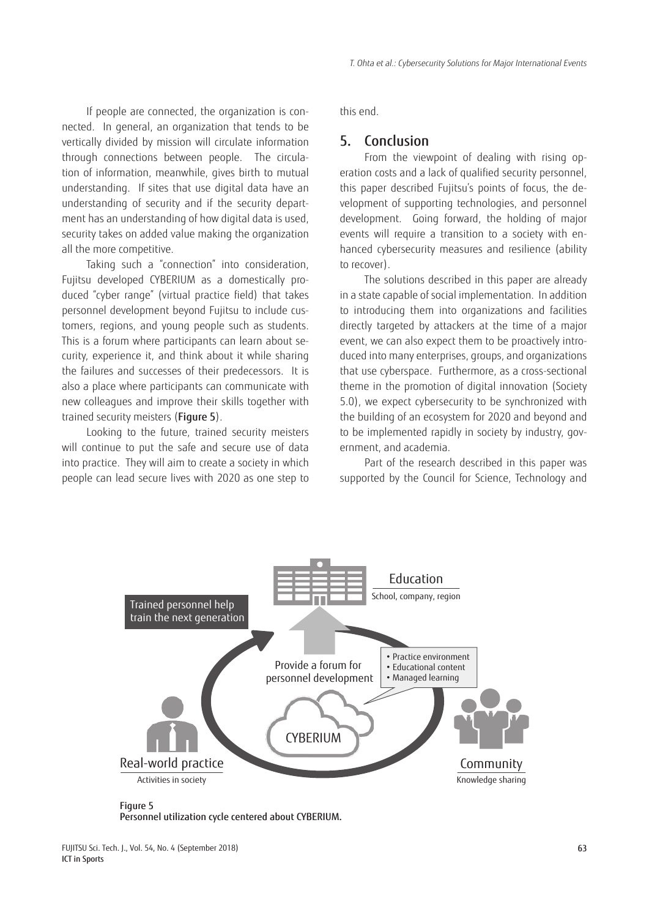If people are connected, the organization is connected. In general, an organization that tends to be vertically divided by mission will circulate information through connections between people. The circulation of information, meanwhile, gives birth to mutual understanding. If sites that use digital data have an understanding of security and if the security department has an understanding of how digital data is used, security takes on added value making the organization all the more competitive.

Taking such a "connection" into consideration, Fujitsu developed CYBERIUM as a domestically produced "cyber range" (virtual practice field) that takes personnel development beyond Fujitsu to include customers, regions, and young people such as students. This is a forum where participants can learn about security, experience it, and think about it while sharing the failures and successes of their predecessors. It is also a place where participants can communicate with new colleagues and improve their skills together with trained security meisters (**Figure 5**).

Looking to the future, trained security meisters will continue to put the safe and secure use of data into practice. They will aim to create a society in which people can lead secure lives with 2020 as one step to this end.

## 5. Conclusion

From the viewpoint of dealing with rising operation costs and a lack of qualified security personnel, this paper described Fujitsu's points of focus, the development of supporting technologies, and personnel development. Going forward, the holding of major events will require a transition to a society with enhanced cybersecurity measures and resilience (ability to recover).

The solutions described in this paper are already in a state capable of social implementation. In addition to introducing them into organizations and facilities directly targeted by attackers at the time of a major event, we can also expect them to be proactively introduced into many enterprises, groups, and organizations that use cyberspace. Furthermore, as a cross-sectional theme in the promotion of digital innovation (Society 5.0), we expect cybersecurity to be synchronized with the building of an ecosystem for 2020 and beyond and to be implemented rapidly in society by industry, government, and academia.

Part of the research described in this paper was supported by the Council for Science, Technology and

Figure 5
Personnel utilization cycle centered about CYBERIUM.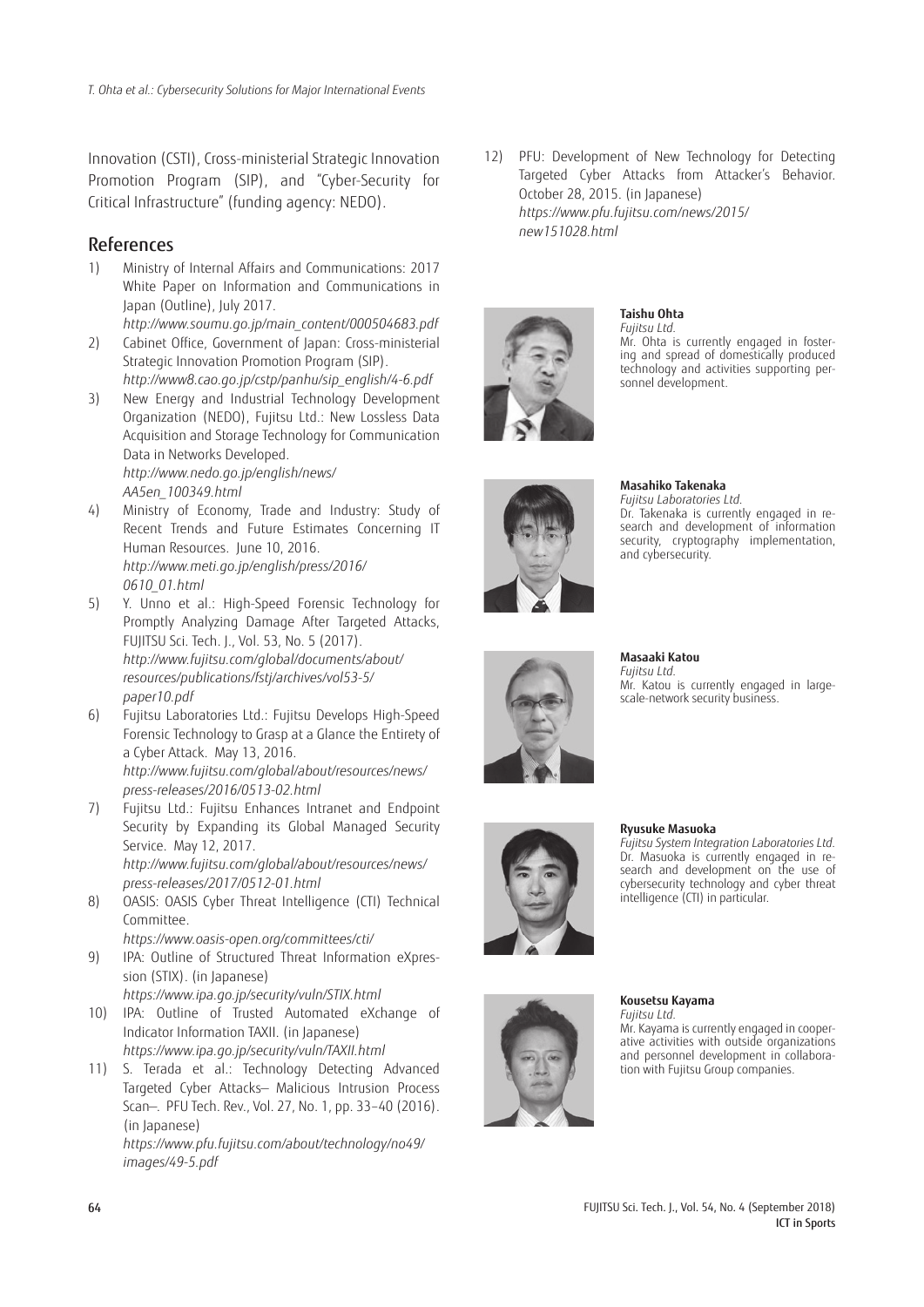Innovation (CSTI), Cross-ministerial Strategic Innovation Promotion Program (SIP), and "Cyber-Security for Critical Infrastructure" (funding agency: NEDO).

## References

1) Ministry of Internal Affairs and Communications: 2017 White Paper on Information and Communications in Japan (Outline), July 2017.
*http://www.soumu.go.jp/main_content/000504683.pdf*
2) Cabinet Office, Government of Japan: Cross-ministerial Strategic Innovation Promotion Program (SIP).
*http://www8.cao.go.jp/cstp/panhu/sip_english/4-6.pdf*
3) New Energy and Industrial Technology Development Organization (NEDO), Fujitsu Ltd.: New Lossless Data Acquisition and Storage Technology for Communication Data in Networks Developed.
*http://www.nedo.go.jp/english/news/AA5en_100349.html*
4) Ministry of Economy, Trade and Industry: Study of Recent Trends and Future Estimates Concerning IT Human Resources. June 10, 2016.
*http://www.meti.go.jp/english/press/2016/0610_01.html*
5) Y. Unno et al.: High-Speed Forensic Technology for Promptly Analyzing Damage After Targeted Attacks, FUJITSU Sci. Tech. J., Vol. 53, No. 5 (2017).
*http://www.fujitsu.com/global/documents/about/resources/publications/fstj/archives/vol53-5/paper10.pdf*
6) Fujitsu Laboratories Ltd.: Fujitsu Develops High-Speed Forensic Technology to Grasp at a Glance the Entirety of a Cyber Attack. May 13, 2016.
*http://www.fujitsu.com/global/about/resources/news/press-releases/2016/0513-02.html*
7) Fujitsu Ltd.: Fujitsu Enhances Intranet and Endpoint Security by Expanding its Global Managed Security Service. May 12, 2017.
*http://www.fujitsu.com/global/about/resources/news/press-releases/2017/0512-01.html*
8) OASIS: OASIS Cyber Threat Intelligence (CTI) Technical Committee.
*https://www.oasis-open.org/committees/cti/*
9) IPA: Outline of Structured Threat Information eXpression (STIX). (in Japanese)
*https://www.ipa.go.jp/security/vuln/STIX.html*
10) IPA: Outline of Trusted Automated eXchange of Indicator Information TAXII. (in Japanese)
*https://www.ipa.go.jp/security/vuln/TAXII.html*
11) S. Terada et al.: Technology Detecting Advanced Targeted Cyber Attacks– Malicious Intrusion Process Scan–. PFU Tech. Rev., Vol. 27, No. 1, pp. 33–40 (2016). (in Japanese)
*https://www.pfu.fujitsu.com/about/technology/no49/images/49-5.pdf*
12) PFU: Development of New Technology for Detecting Targeted Cyber Attacks from Attacker's Behavior. October 28, 2015. (in Japanese)
*https://www.pfu.fujitsu.com/news/2015/new151028.html*

**Taishu Ohta**
*Fujitsu Ltd.*
Mr. Ohta is currently engaged in fostering and spread of domestically produced technology and activities supporting personnel development.

**Masahiko Takenaka**
*Fujitsu Laboratories Ltd.*
Dr. Takenaka is currently engaged in research and development of information security, cryptography implementation, and cybersecurity.

**Masaaki Katou**
*Fujitsu Ltd.*
Mr. Katou is currently engaged in large-scale-network security business.

**Ryusuke Masuoka**
*Fujitsu System Integration Laboratories Ltd.*
Dr. Masuoka is currently engaged in research and development on the use of cybersecurity technology and cyber threat intelligence (CTI) in particular.

**Kousetsu Kayama**
*Fujitsu Ltd.*
Mr. Kayama is currently engaged in cooperative activities with outside organizations and personnel development in collaboration with Fujitsu Group companies.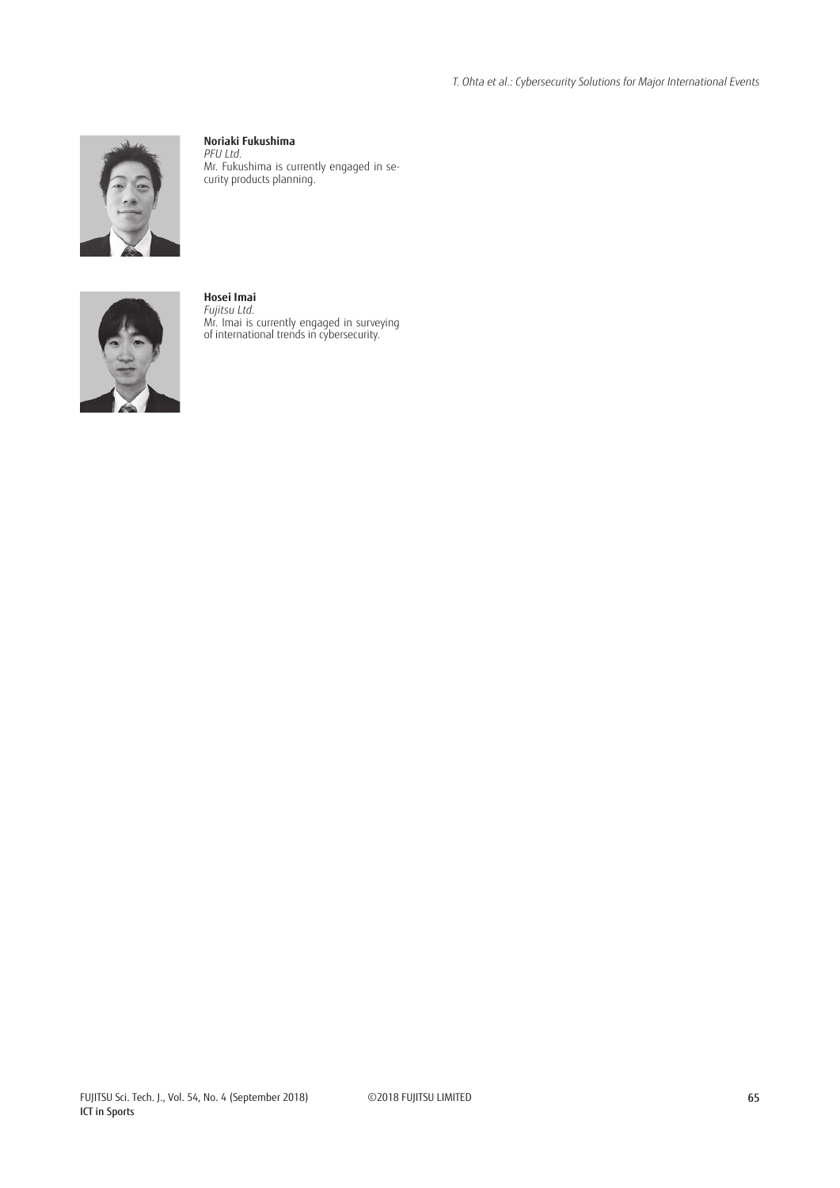**Noriaki Fukushima**
*PFU Ltd.*
Mr. Fukushima is currently engaged in security products planning.

**Hosei Imai**
*Fujitsu Ltd.*
Mr. Imai is currently engaged in surveying of international trends in cybersecurity.